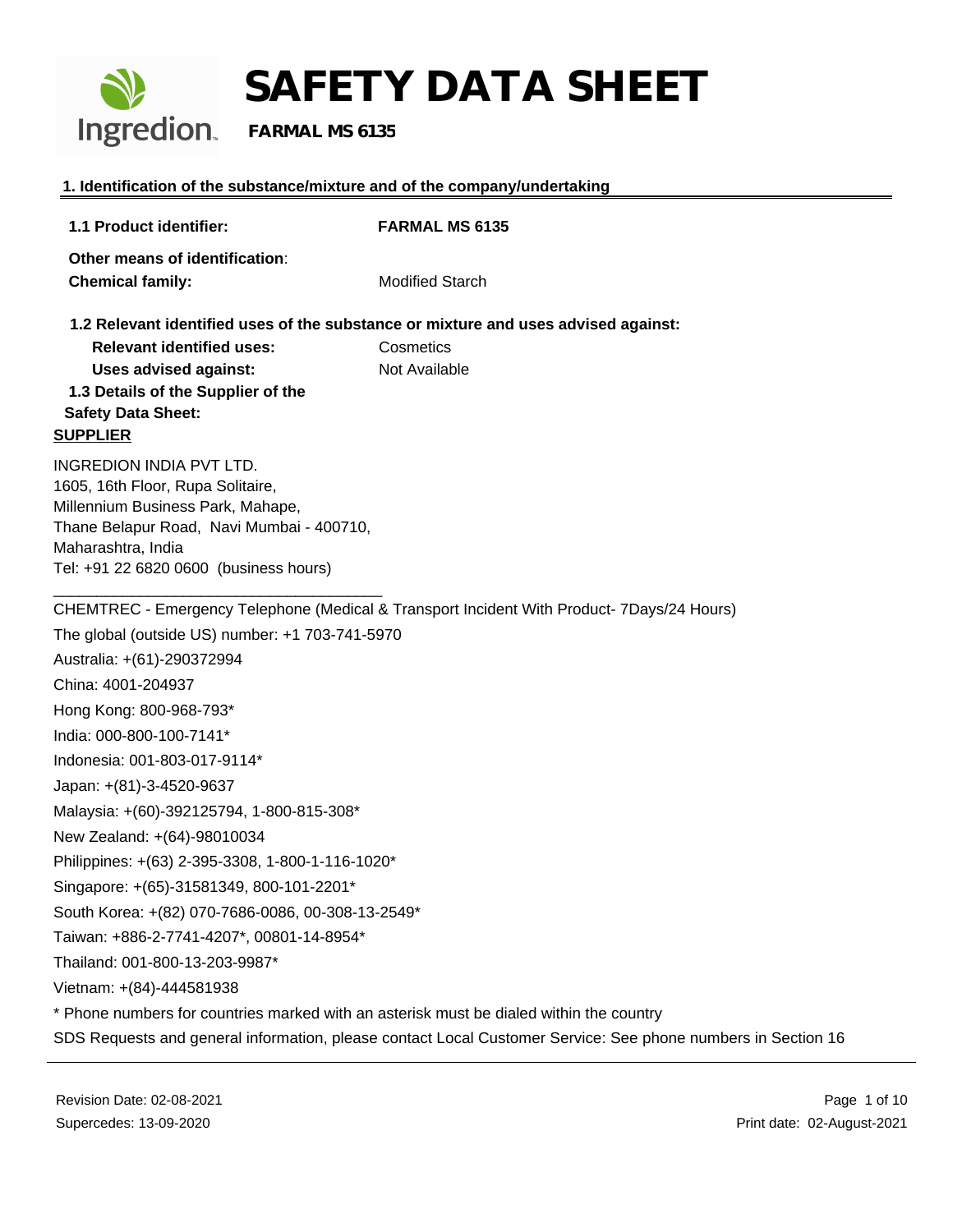# SAFETY DATA SHEET

**FARMAL MS 6135**

## 1. Identification of the substance/mixture and of the company/undertaking

**1.1 Product identifier:** **FARMAL MS 6135**

**Other means of identification**:

**Chemical family:** Modified Starch

**1.2 Relevant identified uses of the substance or mixture and uses advised against:**

**Relevant identified uses:** Cosmetics

**Uses advised against:** Not Available

**1.3 Details of the Supplier of the Safety Data Sheet:**

**SUPPLIER**

INGREDION INDIA PVT LTD.
1605, 16th Floor, Rupa Solitaire,
Millennium Business Park, Mahape,
Thane Belapur Road, Navi Mumbai - 400710,
Maharashtra, India
Tel: +91 22 6820 0600 (business hours)

---

CHEMTREC - Emergency Telephone (Medical & Transport Incident With Product- 7Days/24 Hours)

The global (outside US) number: +1 703-741-5970

Australia: +(61)-290372994

China: 4001-204937

Hong Kong: 800-968-793*

India: 000-800-100-7141*

Indonesia: 001-803-017-9114*

Japan: +(81)-3-4520-9637

Malaysia: +(60)-392125794, 1-800-815-308*

New Zealand: +(64)-98010034

Philippines: +(63) 2-395-3308, 1-800-1-116-1020*

Singapore: +(65)-31581349, 800-101-2201*

South Korea: +(82) 070-7686-0086, 00-308-13-2549*

Taiwan: +886-2-7741-4207*, 00801-14-8954*

Thailand: 001-800-13-203-9987*

Vietnam: +(84)-444581938

* Phone numbers for countries marked with an asterisk must be dialed within the country

SDS Requests and general information, please contact Local Customer Service: See phone numbers in Section 16

Revision Date: 02-08-2021
Supercedes: 13-09-2020
Print date: 02-August-2021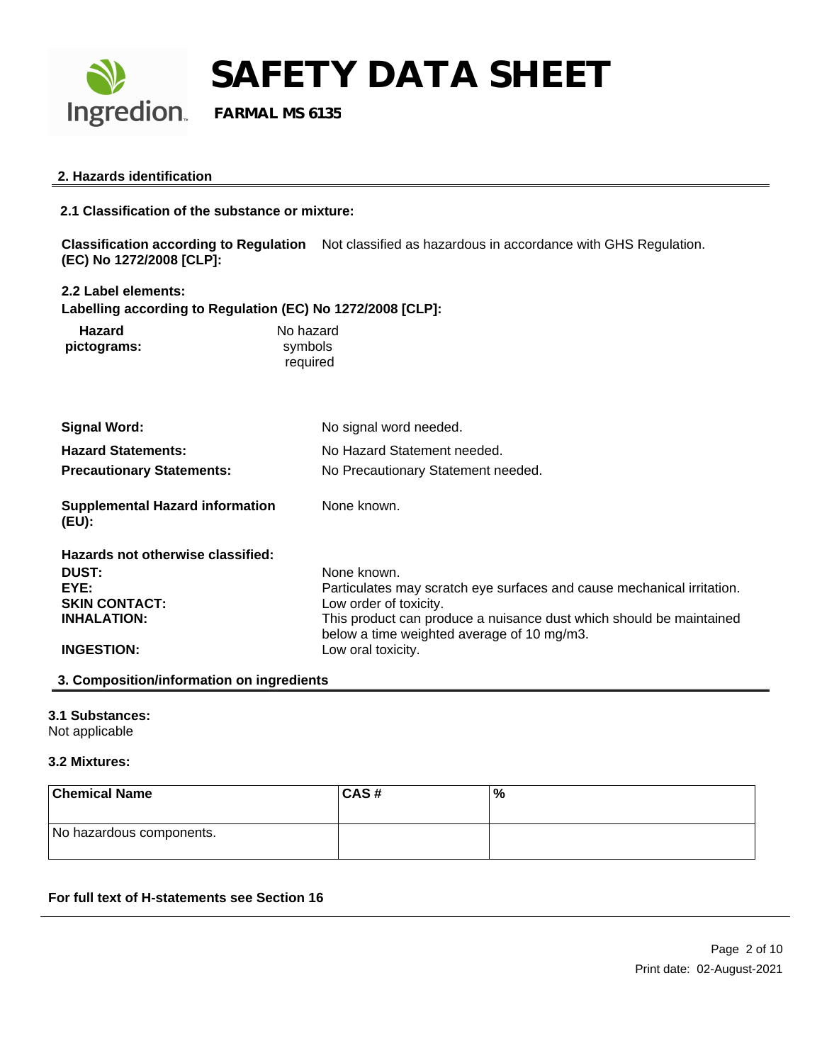## 2. Hazards identification

### 2.1 Classification of the substance or mixture:

**Classification according to Regulation (EC) No 1272/2008 [CLP]:** Not classified as hazardous in accordance with GHS Regulation.

### 2.2 Label elements:

**Labelling according to Regulation (EC) No 1272/2008 [CLP]:**

**Hazard pictograms:** No hazard symbols required

**Signal Word:** No signal word needed.

**Hazard Statements:** No Hazard Statement needed.

**Precautionary Statements:** No Precautionary Statement needed.

**Supplemental Hazard information (EU):** None known.

**Hazards not otherwise classified:**

**DUST:** None known.

**EYE:** Particulates may scratch eye surfaces and cause mechanical irritation.

**SKIN CONTACT:** Low order of toxicity.

**INHALATION:** This product can produce a nuisance dust which should be maintained below a time weighted average of 10 mg/m3.

**INGESTION:** Low oral toxicity.

## 3. Composition/information on ingredients

### 3.1 Substances:

Not applicable

### 3.2 Mixtures:

| Chemical Name | CAS # | % |
|---|---|---|
| No hazardous components. | | |

**For full text of H-statements see Section 16**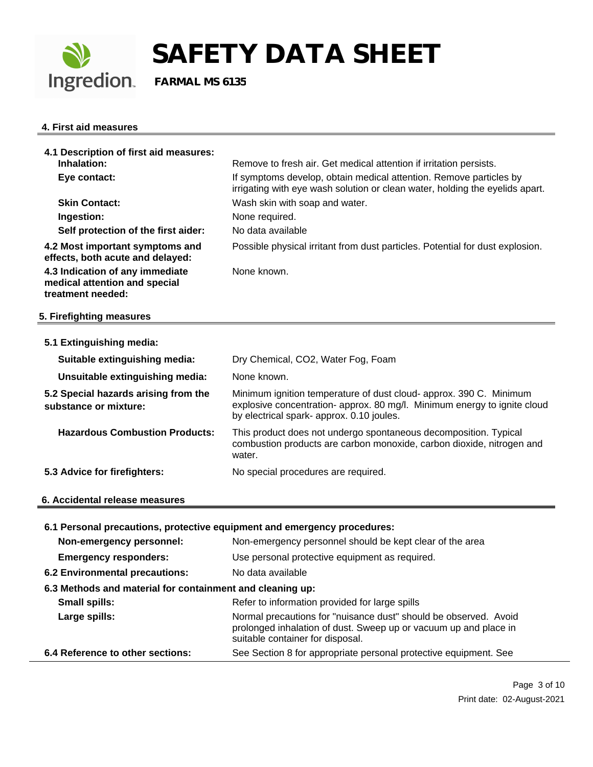## 4. First aid measures

**4.1 Description of first aid measures:**

| | |
|---|---|
| **Inhalation:** | Remove to fresh air. Get medical attention if irritation persists. |
| **Eye contact:** | If symptoms develop, obtain medical attention. Remove particles by irrigating with eye wash solution or clean water, holding the eyelids apart. |
| **Skin Contact:** | Wash skin with soap and water. |
| **Ingestion:** | None required. |
| **Self protection of the first aider:** | No data available |
| **4.2 Most important symptoms and effects, both acute and delayed:** | Possible physical irritant from dust particles. Potential for dust explosion. |
| **4.3 Indication of any immediate medical attention and special treatment needed:** | None known. |

## 5. Firefighting measures

**5.1 Extinguishing media:**

| | |
|---|---|
| **Suitable extinguishing media:** | Dry Chemical, CO2, Water Fog, Foam |
| **Unsuitable extinguishing media:** | None known. |
| **5.2 Special hazards arising from the substance or mixture:** | Minimum ignition temperature of dust cloud- approx. 390 C. Minimum explosive concentration- approx. 80 mg/l. Minimum energy to ignite cloud by electrical spark- approx. 0.10 joules. |
| **Hazardous Combustion Products:** | This product does not undergo spontaneous decomposition. Typical combustion products are carbon monoxide, carbon dioxide, nitrogen and water. |
| **5.3 Advice for firefighters:** | No special procedures are required. |

## 6. Accidental release measures

**6.1 Personal precautions, protective equipment and emergency procedures:**

| | |
|---|---|
| **Non-emergency personnel:** | Non-emergency personnel should be kept clear of the area |
| **Emergency responders:** | Use personal protective equipment as required. |
| **6.2 Environmental precautions:** | No data available |

**6.3 Methods and material for containment and cleaning up:**

| | |
|---|---|
| **Small spills:** | Refer to information provided for large spills |
| **Large spills:** | Normal precautions for "nuisance dust" should be observed. Avoid prolonged inhalation of dust. Sweep up or vacuum up and place in suitable container for disposal. |
| **6.4 Reference to other sections:** | See Section 8 for appropriate personal protective equipment. See |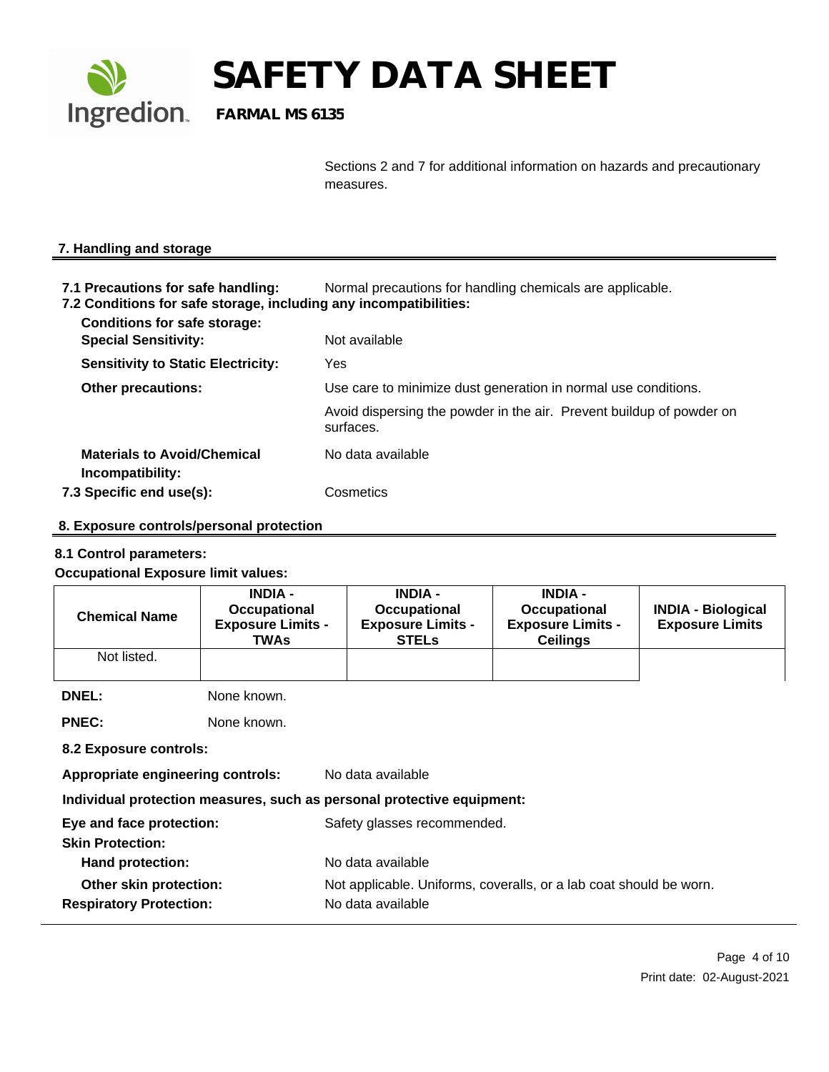Sections 2 and 7 for additional information on hazards and precautionary measures.

## 7. Handling and storage

**7.1 Precautions for safe handling:** Normal precautions for handling chemicals are applicable.

**7.2 Conditions for safe storage, including any incompatibilities:**

**Conditions for safe storage:**

**Special Sensitivity:** Not available

**Sensitivity to Static Electricity:** Yes

**Other precautions:** Use care to minimize dust generation in normal use conditions.

Avoid dispersing the powder in the air. Prevent buildup of powder on surfaces.

**Materials to Avoid/Chemical Incompatibility:** No data available

**7.3 Specific end use(s):** Cosmetics

## 8. Exposure controls/personal protection

**8.1 Control parameters:**

**Occupational Exposure limit values:**

| Chemical Name | INDIA - Occupational Exposure Limits - TWAs | INDIA - Occupational Exposure Limits - STELs | INDIA - Occupational Exposure Limits - Ceilings | INDIA - Biological Exposure Limits |
|---|---|---|---|---|
| Not listed. | | | | |

**DNEL:** None known.

**PNEC:** None known.

**8.2 Exposure controls:**

**Appropriate engineering controls:** No data available

**Individual protection measures, such as personal protective equipment:**

**Eye and face protection:** Safety glasses recommended.

**Skin Protection:**

**Hand protection:** No data available

**Other skin protection:** Not applicable. Uniforms, coveralls, or a lab coat should be worn.

**Respiratory Protection:** No data available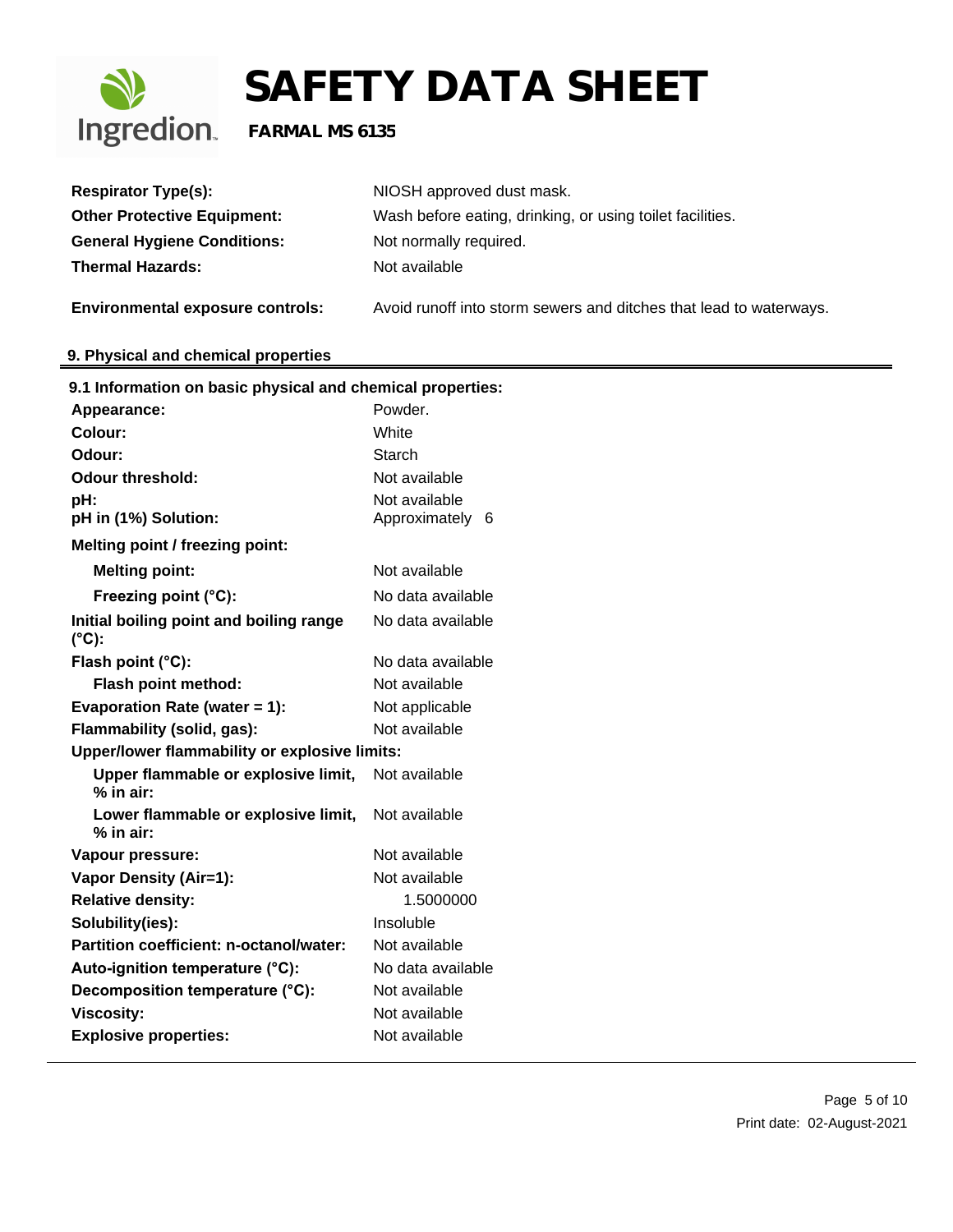| | |
|---|---|
| **Respirator Type(s):** | NIOSH approved dust mask. |
| **Other Protective Equipment:** | Wash before eating, drinking, or using toilet facilities. |
| **General Hygiene Conditions:** | Not normally required. |
| **Thermal Hazards:** | Not available |
| **Environmental exposure controls:** | Avoid runoff into storm sewers and ditches that lead to waterways. |

## 9. Physical and chemical properties

### 9.1 Information on basic physical and chemical properties:

| | |
|---|---|
| **Appearance:** | Powder. |
| **Colour:** | White |
| **Odour:** | Starch |
| **Odour threshold:** | Not available |
| **pH:** | Not available |
| **pH in (1%) Solution:** | Approximately 6 |
| **Melting point / freezing point:** | |
| **Melting point:** | Not available |
| **Freezing point (°C):** | No data available |
| **Initial boiling point and boiling range (°C):** | No data available |
| **Flash point (°C):** | No data available |
| **Flash point method:** | Not available |
| **Evaporation Rate (water = 1):** | Not applicable |
| **Flammability (solid, gas):** | Not available |
| **Upper/lower flammability or explosive limits:** | |
| **Upper flammable or explosive limit, % in air:** | Not available |
| **Lower flammable or explosive limit, % in air:** | Not available |
| **Vapour pressure:** | Not available |
| **Vapor Density (Air=1):** | Not available |
| **Relative density:** | 1.5000000 |
| **Solubility(ies):** | Insoluble |
| **Partition coefficient: n-octanol/water:** | Not available |
| **Auto-ignition temperature (°C):** | No data available |
| **Decomposition temperature (°C):** | Not available |
| **Viscosity:** | Not available |
| **Explosive properties:** | Not available |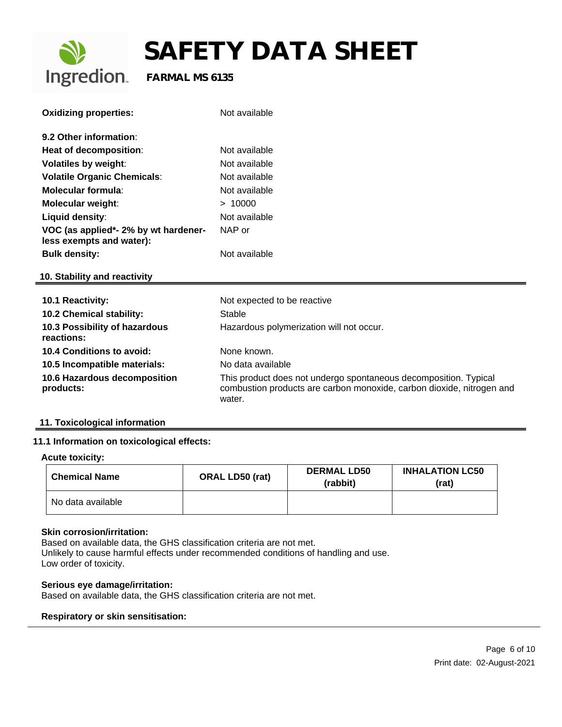| | |
|---|---|
| **Oxidizing properties:** | Not available |

**9.2 Other information**:

| | |
|---|---|
| **Heat of decomposition**: | Not available |
| **Volatiles by weight**: | Not available |
| **Volatile Organic Chemicals**: | Not available |
| **Molecular formula**: | Not available |
| **Molecular weight**: | > 10000 |
| **Liquid density**: | Not available |
| **VOC (as applied*- 2% by wt hardener-less exempts and water):** | NAP or |
| **Bulk density:** | Not available |

## 10. Stability and reactivity

| | |
|---|---|
| **10.1 Reactivity:** | Not expected to be reactive |
| **10.2 Chemical stability:** | Stable |
| **10.3 Possibility of hazardous reactions:** | Hazardous polymerization will not occur. |
| **10.4 Conditions to avoid:** | None known. |
| **10.5 Incompatible materials:** | No data available |
| **10.6 Hazardous decomposition products:** | This product does not undergo spontaneous decomposition. Typical combustion products are carbon monoxide, carbon dioxide, nitrogen and water. |

## 11. Toxicological information

### 11.1 Information on toxicological effects:

**Acute toxicity:**

| Chemical Name | ORAL LD50 (rat) | DERMAL LD50 (rabbit) | INHALATION LC50 (rat) |
|---|---|---|---|
| No data available | | | |

**Skin corrosion/irritation:**
Based on available data, the GHS classification criteria are not met.
Unlikely to cause harmful effects under recommended conditions of handling and use.
Low order of toxicity.

**Serious eye damage/irritation:**
Based on available data, the GHS classification criteria are not met.

**Respiratory or skin sensitisation:**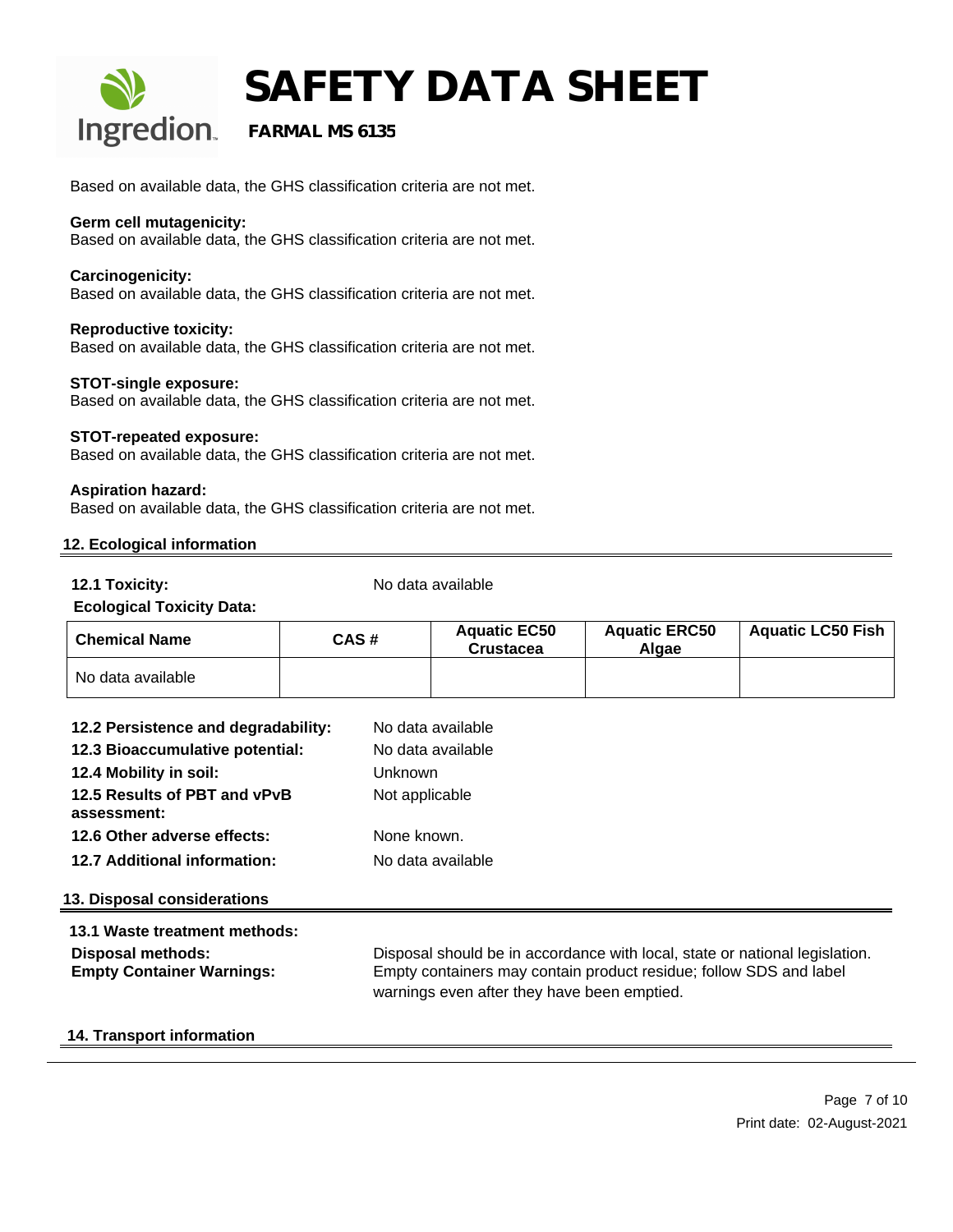Based on available data, the GHS classification criteria are not met.

**Germ cell mutagenicity:**
Based on available data, the GHS classification criteria are not met.

**Carcinogenicity:**
Based on available data, the GHS classification criteria are not met.

**Reproductive toxicity:**
Based on available data, the GHS classification criteria are not met.

**STOT-single exposure:**
Based on available data, the GHS classification criteria are not met.

**STOT-repeated exposure:**
Based on available data, the GHS classification criteria are not met.

**Aspiration hazard:**
Based on available data, the GHS classification criteria are not met.

## 12. Ecological information

**12.1 Toxicity:** No data available

**Ecological Toxicity Data:**

| Chemical Name | CAS # | Aquatic EC50 Crustacea | Aquatic ERC50 Algae | Aquatic LC50 Fish |
|---|---|---|---|---|
| No data available | | | | |

**12.2 Persistence and degradability:** No data available

**12.3 Bioaccumulative potential:** No data available

**12.4 Mobility in soil:** Unknown

**12.5 Results of PBT and vPvB assessment:** Not applicable

**12.6 Other adverse effects:** None known.

**12.7 Additional information:** No data available

## 13. Disposal considerations

**13.1 Waste treatment methods:**

**Disposal methods:** Disposal should be in accordance with local, state or national legislation.

**Empty Container Warnings:** Empty containers may contain product residue; follow SDS and label warnings even after they have been emptied.

## 14. Transport information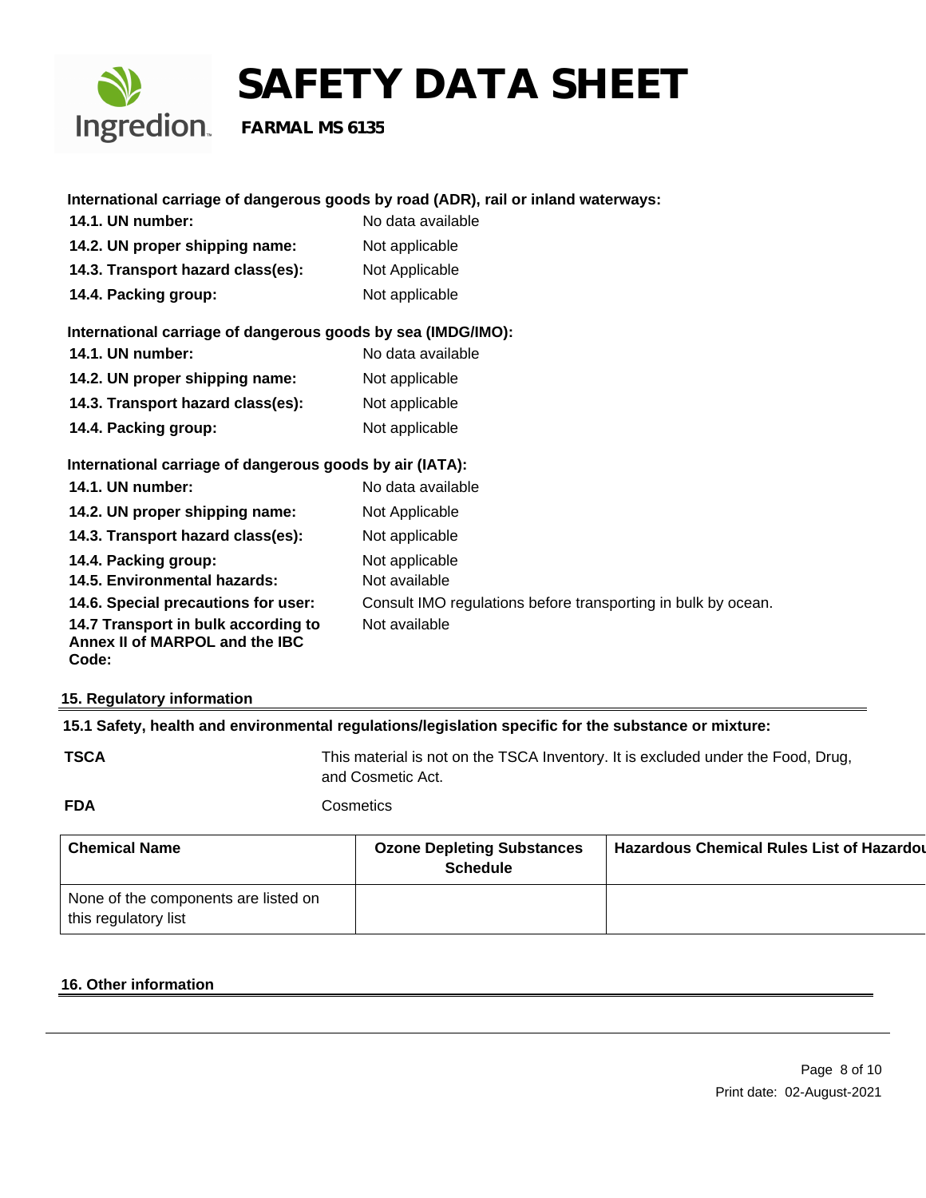**International carriage of dangerous goods by road (ADR), rail or inland waterways:**

| | |
|---|---|
| **14.1. UN number:** | No data available |
| **14.2. UN proper shipping name:** | Not applicable |
| **14.3. Transport hazard class(es):** | Not Applicable |
| **14.4. Packing group:** | Not applicable |

**International carriage of dangerous goods by sea (IMDG/IMO):**

| | |
|---|---|
| **14.1. UN number:** | No data available |
| **14.2. UN proper shipping name:** | Not applicable |
| **14.3. Transport hazard class(es):** | Not applicable |
| **14.4. Packing group:** | Not applicable |

**International carriage of dangerous goods by air (IATA):**

| | |
|---|---|
| **14.1. UN number:** | No data available |
| **14.2. UN proper shipping name:** | Not Applicable |
| **14.3. Transport hazard class(es):** | Not applicable |
| **14.4. Packing group:** | Not applicable |
| **14.5. Environmental hazards:** | Not available |
| **14.6. Special precautions for user:** | Consult IMO regulations before transporting in bulk by ocean. |
| **14.7 Transport in bulk according to Annex II of MARPOL and the IBC Code:** | Not available |

## 15. Regulatory information

**15.1 Safety, health and environmental regulations/legislation specific for the substance or mixture:**

**TSCA** — This material is not on the TSCA Inventory. It is excluded under the Food, Drug, and Cosmetic Act.

**FDA** — Cosmetics

| Chemical Name | Ozone Depleting Substances Schedule | Hazardous Chemical Rules List of Hazardou |
|---|---|---|
| None of the components are listed on this regulatory list | | |

## 16. Other information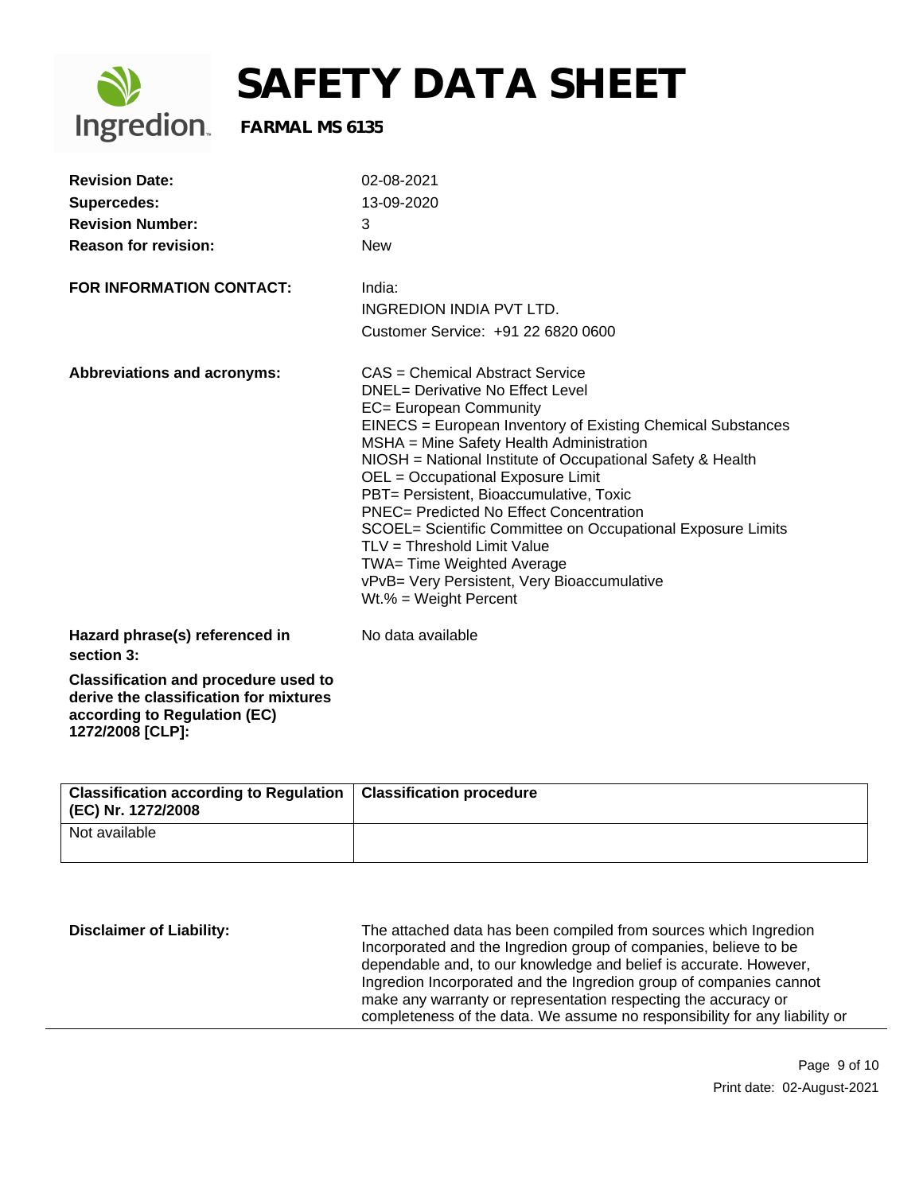**Revision Date:** 02-08-2021

**Supercedes:** 13-09-2020

**Revision Number:** 3

**Reason for revision:** New

**FOR INFORMATION CONTACT:** India:
INGREDION INDIA PVT LTD.
Customer Service: +91 22 6820 0600

**Abbreviations and acronyms:**

CAS = Chemical Abstract Service
DNEL= Derivative No Effect Level
EC= European Community
EINECS = European Inventory of Existing Chemical Substances
MSHA = Mine Safety Health Administration
NIOSH = National Institute of Occupational Safety & Health
OEL = Occupational Exposure Limit
PBT= Persistent, Bioaccumulative, Toxic
PNEC= Predicted No Effect Concentration
SCOEL= Scientific Committee on Occupational Exposure Limits
TLV = Threshold Limit Value
TWA= Time Weighted Average
vPvB= Very Persistent, Very Bioaccumulative
Wt.% = Weight Percent

**Hazard phrase(s) referenced in section 3:** No data available

**Classification and procedure used to derive the classification for mixtures according to Regulation (EC) 1272/2008 [CLP]:**

| Classification according to Regulation (EC) Nr. 1272/2008 | Classification procedure |
|---|---|
| Not available | |

**Disclaimer of Liability:** The attached data has been compiled from sources which Ingredion Incorporated and the Ingredion group of companies, believe to be dependable and, to our knowledge and belief is accurate. However, Ingredion Incorporated and the Ingredion group of companies cannot make any warranty or representation respecting the accuracy or completeness of the data. We assume no responsibility for any liability or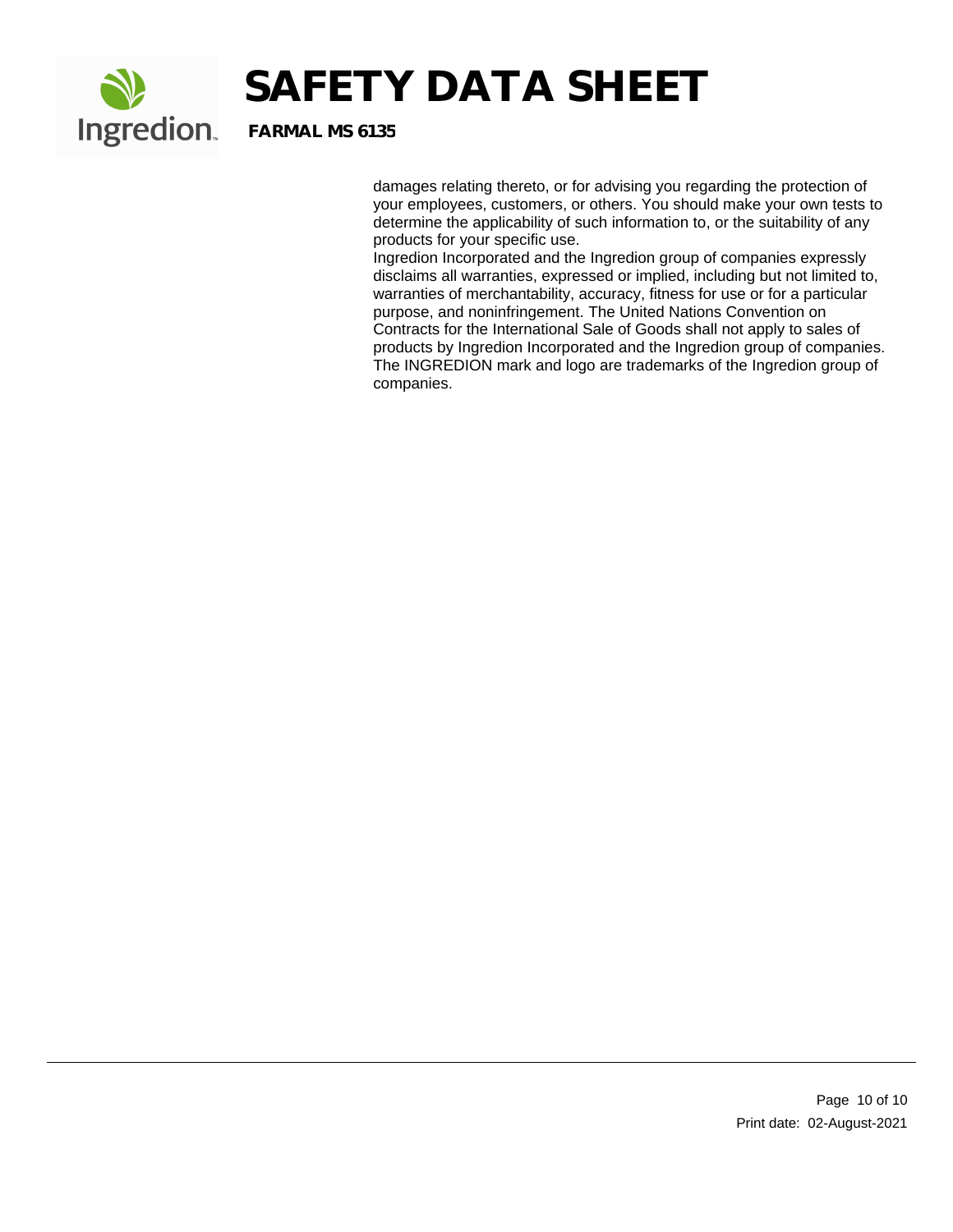damages relating thereto, or for advising you regarding the protection of your employees, customers, or others. You should make your own tests to determine the applicability of such information to, or the suitability of any products for your specific use.
Ingredion Incorporated and the Ingredion group of companies expressly disclaims all warranties, expressed or implied, including but not limited to, warranties of merchantability, accuracy, fitness for use or for a particular purpose, and noninfringement. The United Nations Convention on Contracts for the International Sale of Goods shall not apply to sales of products by Ingredion Incorporated and the Ingredion group of companies. The INGREDION mark and logo are trademarks of the Ingredion group of companies.